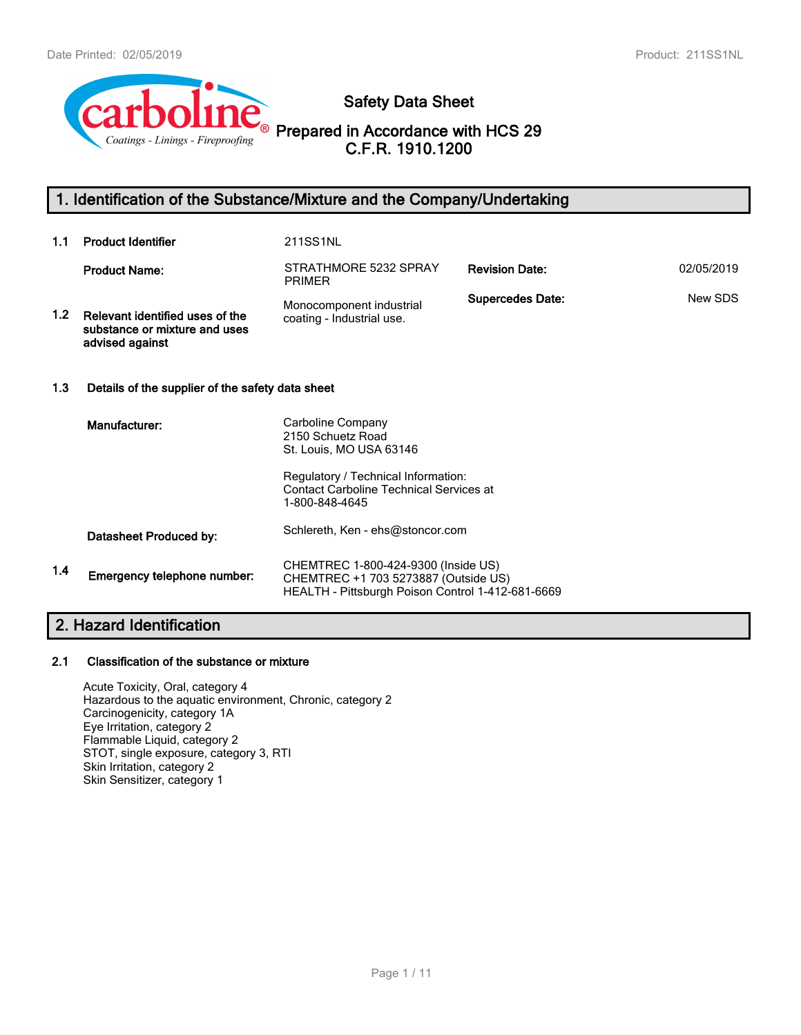carboline® Coatings - Linings - Fireproofing

# Safety Data Sheet

## Prepared in Accordance with HCS 29 C.F.R. 1910.1200

## 1. Identification of the Substance/Mixture and the Company/Undertaking

| | | | | |
|---|---|---|---|---|
| **1.1** | **Product Identifier** | 211SS1NL | | |
| | **Product Name:** | STRATHMORE 5232 SPRAY PRIMER | **Revision Date:** | 02/05/2019 |
| **1.2** | **Relevant identified uses of the substance or mixture and uses advised against** | Monocomponent industrial coating - Industrial use. | **Supercedes Date:** | New SDS |

**1.3 Details of the supplier of the safety data sheet**

**Manufacturer:**

Carboline Company
2150 Schuetz Road
St. Louis, MO USA 63146

Regulatory / Technical Information:
Contact Carboline Technical Services at
1-800-848-4645

**Datasheet Produced by:** Schlereth, Ken - ehs@stoncor.com

**1.4 Emergency telephone number:**

CHEMTREC 1-800-424-9300 (Inside US)
CHEMTREC +1 703 5273887 (Outside US)
HEALTH - Pittsburgh Poison Control 1-412-681-6669

## 2. Hazard Identification

**2.1 Classification of the substance or mixture**

Acute Toxicity, Oral, category 4
Hazardous to the aquatic environment, Chronic, category 2
Carcinogenicity, category 1A
Eye Irritation, category 2
Flammable Liquid, category 2
STOT, single exposure, category 3, RTI
Skin Irritation, category 2
Skin Sensitizer, category 1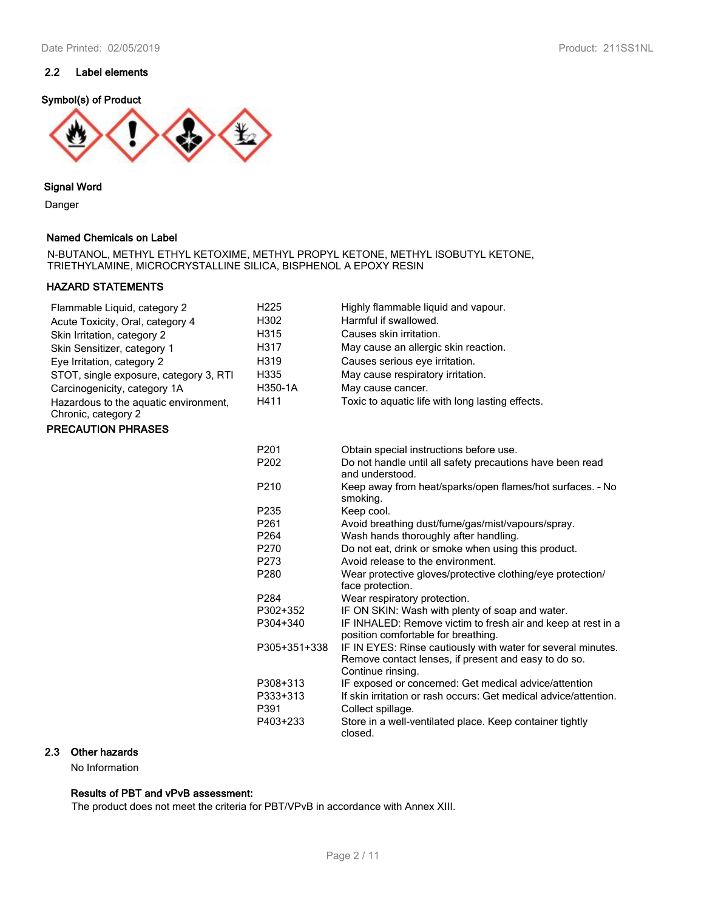## 2.2 Label elements

**Symbol(s) of Product**

**Signal Word**

Danger

**Named Chemicals on Label**

N-BUTANOL, METHYL ETHYL KETOXIME, METHYL PROPYL KETONE, METHYL ISOBUTYL KETONE, TRIETHYLAMINE, MICROCRYSTALLINE SILICA, BISPHENOL A EPOXY RESIN

**HAZARD STATEMENTS**

| | | |
|---|---|---|
| Flammable Liquid, category 2 | H225 | Highly flammable liquid and vapour. |
| Acute Toxicity, Oral, category 4 | H302 | Harmful if swallowed. |
| Skin Irritation, category 2 | H315 | Causes skin irritation. |
| Skin Sensitizer, category 1 | H317 | May cause an allergic skin reaction. |
| Eye Irritation, category 2 | H319 | Causes serious eye irritation. |
| STOT, single exposure, category 3, RTI | H335 | May cause respiratory irritation. |
| Carcinogenicity, category 1A | H350-1A | May cause cancer. |
| Hazardous to the aquatic environment, Chronic, category 2 | H411 | Toxic to aquatic life with long lasting effects. |

**PRECAUTION PHRASES**

| | |
|---|---|
| P201 | Obtain special instructions before use. |
| P202 | Do not handle until all safety precautions have been read and understood. |
| P210 | Keep away from heat/sparks/open flames/hot surfaces. - No smoking. |
| P235 | Keep cool. |
| P261 | Avoid breathing dust/fume/gas/mist/vapours/spray. |
| P264 | Wash hands thoroughly after handling. |
| P270 | Do not eat, drink or smoke when using this product. |
| P273 | Avoid release to the environment. |
| P280 | Wear protective gloves/protective clothing/eye protection/ face protection. |
| P284 | Wear respiratory protection. |
| P302+352 | IF ON SKIN: Wash with plenty of soap and water. |
| P304+340 | IF INHALED: Remove victim to fresh air and keep at rest in a position comfortable for breathing. |
| P305+351+338 | IF IN EYES: Rinse cautiously with water for several minutes. Remove contact lenses, if present and easy to do so. Continue rinsing. |
| P308+313 | IF exposed or concerned: Get medical advice/attention |
| P333+313 | If skin irritation or rash occurs: Get medical advice/attention. |
| P391 | Collect spillage. |
| P403+233 | Store in a well-ventilated place. Keep container tightly closed. |

## 2.3 Other hazards

No Information

**Results of PBT and vPvB assessment:**

The product does not meet the criteria for PBT/VPvB in accordance with Annex XIII.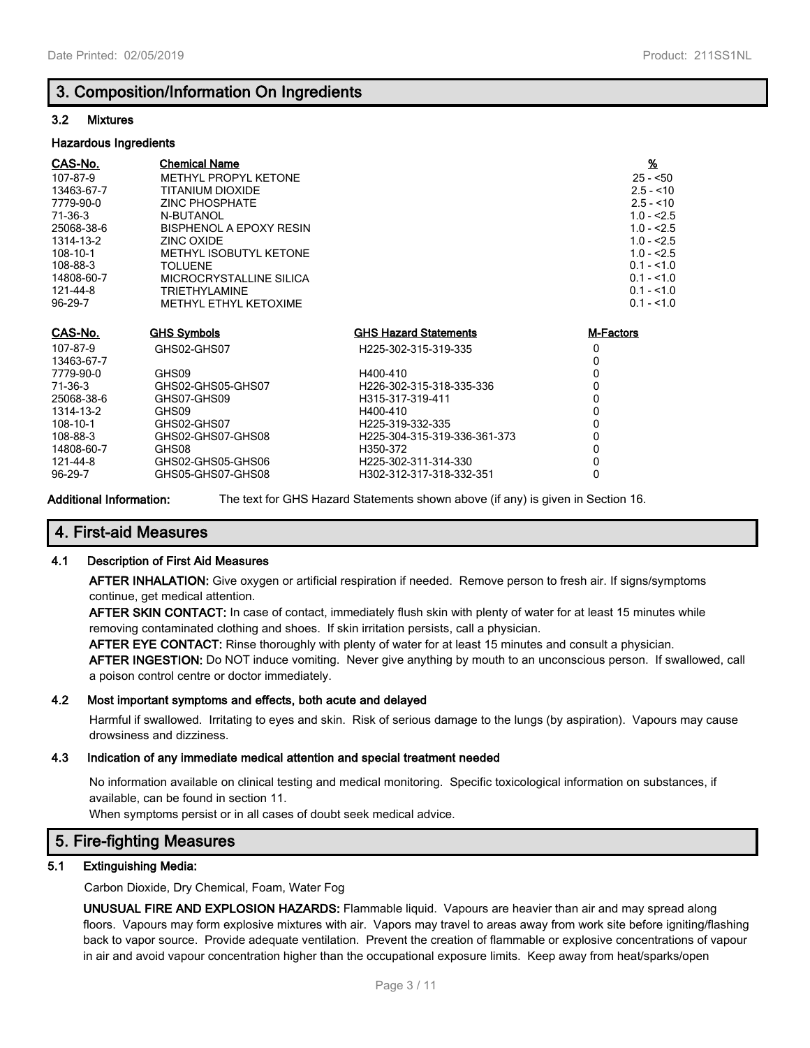## 3. Composition/Information On Ingredients

### 3.2 Mixtures

**Hazardous Ingredients**

| CAS-No. | Chemical Name | % |
|---|---|---|
| 107-87-9 | METHYL PROPYL KETONE | 25 - <50 |
| 13463-67-7 | TITANIUM DIOXIDE | 2.5 - <10 |
| 7779-90-0 | ZINC PHOSPHATE | 2.5 - <10 |
| 71-36-3 | N-BUTANOL | 1.0 - <2.5 |
| 25068-38-6 | BISPHENOL A EPOXY RESIN | 1.0 - <2.5 |
| 1314-13-2 | ZINC OXIDE | 1.0 - <2.5 |
| 108-10-1 | METHYL ISOBUTYL KETONE | 1.0 - <2.5 |
| 108-88-3 | TOLUENE | 0.1 - <1.0 |
| 14808-60-7 | MICROCRYSTALLINE SILICA | 0.1 - <1.0 |
| 121-44-8 | TRIETHYLAMINE | 0.1 - <1.0 |
| 96-29-7 | METHYL ETHYL KETOXIME | 0.1 - <1.0 |

| CAS-No. | GHS Symbols | GHS Hazard Statements | M-Factors |
|---|---|---|---|
| 107-87-9 | GHS02-GHS07 | H225-302-315-319-335 | 0 |
| 13463-67-7 | | | 0 |
| 7779-90-0 | GHS09 | H400-410 | 0 |
| 71-36-3 | GHS02-GHS05-GHS07 | H226-302-315-318-335-336 | 0 |
| 25068-38-6 | GHS07-GHS09 | H315-317-319-411 | 0 |
| 1314-13-2 | GHS09 | H400-410 | 0 |
| 108-10-1 | GHS02-GHS07 | H225-319-332-335 | 0 |
| 108-88-3 | GHS02-GHS07-GHS08 | H225-304-315-319-336-361-373 | 0 |
| 14808-60-7 | GHS08 | H350-372 | 0 |
| 121-44-8 | GHS02-GHS05-GHS06 | H225-302-311-314-330 | 0 |
| 96-29-7 | GHS05-GHS07-GHS08 | H302-312-317-318-332-351 | 0 |

**Additional Information:** The text for GHS Hazard Statements shown above (if any) is given in Section 16.

## 4. First-aid Measures

### 4.1 Description of First Aid Measures

**AFTER INHALATION:** Give oxygen or artificial respiration if needed. Remove person to fresh air. If signs/symptoms continue, get medical attention.

**AFTER SKIN CONTACT:** In case of contact, immediately flush skin with plenty of water for at least 15 minutes while removing contaminated clothing and shoes. If skin irritation persists, call a physician.

**AFTER EYE CONTACT:** Rinse thoroughly with plenty of water for at least 15 minutes and consult a physician.

**AFTER INGESTION:** Do NOT induce vomiting. Never give anything by mouth to an unconscious person. If swallowed, call a poison control centre or doctor immediately.

### 4.2 Most important symptoms and effects, both acute and delayed

Harmful if swallowed. Irritating to eyes and skin. Risk of serious damage to the lungs (by aspiration). Vapours may cause drowsiness and dizziness.

### 4.3 Indication of any immediate medical attention and special treatment needed

No information available on clinical testing and medical monitoring. Specific toxicological information on substances, if available, can be found in section 11.

When symptoms persist or in all cases of doubt seek medical advice.

## 5. Fire-fighting Measures

### 5.1 Extinguishing Media:

Carbon Dioxide, Dry Chemical, Foam, Water Fog

**UNUSUAL FIRE AND EXPLOSION HAZARDS:** Flammable liquid. Vapours are heavier than air and may spread along floors. Vapours may form explosive mixtures with air. Vapors may travel to areas away from work site before igniting/flashing back to vapor source. Provide adequate ventilation. Prevent the creation of flammable or explosive concentrations of vapour in air and avoid vapour concentration higher than the occupational exposure limits. Keep away from heat/sparks/open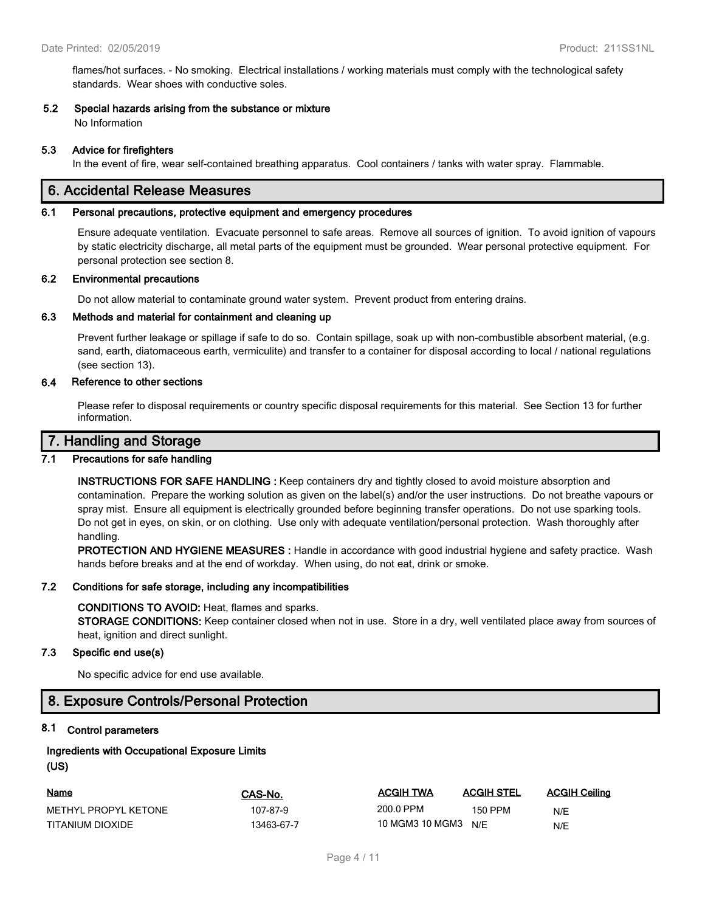flames/hot surfaces. - No smoking. Electrical installations / working materials must comply with the technological safety standards. Wear shoes with conductive soles.

### 5.2 Special hazards arising from the substance or mixture

No Information

### 5.3 Advice for firefighters

In the event of fire, wear self-contained breathing apparatus. Cool containers / tanks with water spray. Flammable.

## 6. Accidental Release Measures

### 6.1 Personal precautions, protective equipment and emergency procedures

Ensure adequate ventilation. Evacuate personnel to safe areas. Remove all sources of ignition. To avoid ignition of vapours by static electricity discharge, all metal parts of the equipment must be grounded. Wear personal protective equipment. For personal protection see section 8.

### 6.2 Environmental precautions

Do not allow material to contaminate ground water system. Prevent product from entering drains.

### 6.3 Methods and material for containment and cleaning up

Prevent further leakage or spillage if safe to do so. Contain spillage, soak up with non-combustible absorbent material, (e.g. sand, earth, diatomaceous earth, vermiculite) and transfer to a container for disposal according to local / national regulations (see section 13).

### 6.4 Reference to other sections

Please refer to disposal requirements or country specific disposal requirements for this material. See Section 13 for further information.

## 7. Handling and Storage

### 7.1 Precautions for safe handling

**INSTRUCTIONS FOR SAFE HANDLING :** Keep containers dry and tightly closed to avoid moisture absorption and contamination. Prepare the working solution as given on the label(s) and/or the user instructions. Do not breathe vapours or spray mist. Ensure all equipment is electrically grounded before beginning transfer operations. Do not use sparking tools. Do not get in eyes, on skin, or on clothing. Use only with adequate ventilation/personal protection. Wash thoroughly after handling.

**PROTECTION AND HYGIENE MEASURES :** Handle in accordance with good industrial hygiene and safety practice. Wash hands before breaks and at the end of workday. When using, do not eat, drink or smoke.

### 7.2 Conditions for safe storage, including any incompatibilities

**CONDITIONS TO AVOID:** Heat, flames and sparks.

**STORAGE CONDITIONS:** Keep container closed when not in use. Store in a dry, well ventilated place away from sources of heat, ignition and direct sunlight.

### 7.3 Specific end use(s)

No specific advice for end use available.

## 8. Exposure Controls/Personal Protection

### 8.1 Control parameters

**Ingredients with Occupational Exposure Limits (US)**

| Name | CAS-No. | ACGIH TWA | ACGIH STEL | ACGIH Ceiling |
|---|---|---|---|---|
| METHYL PROPYL KETONE | 107-87-9 | 200.0 PPM | 150 PPM | N/E |
| TITANIUM DIOXIDE | 13463-67-7 | 10 MGM3 10 MGM3 | N/E | N/E |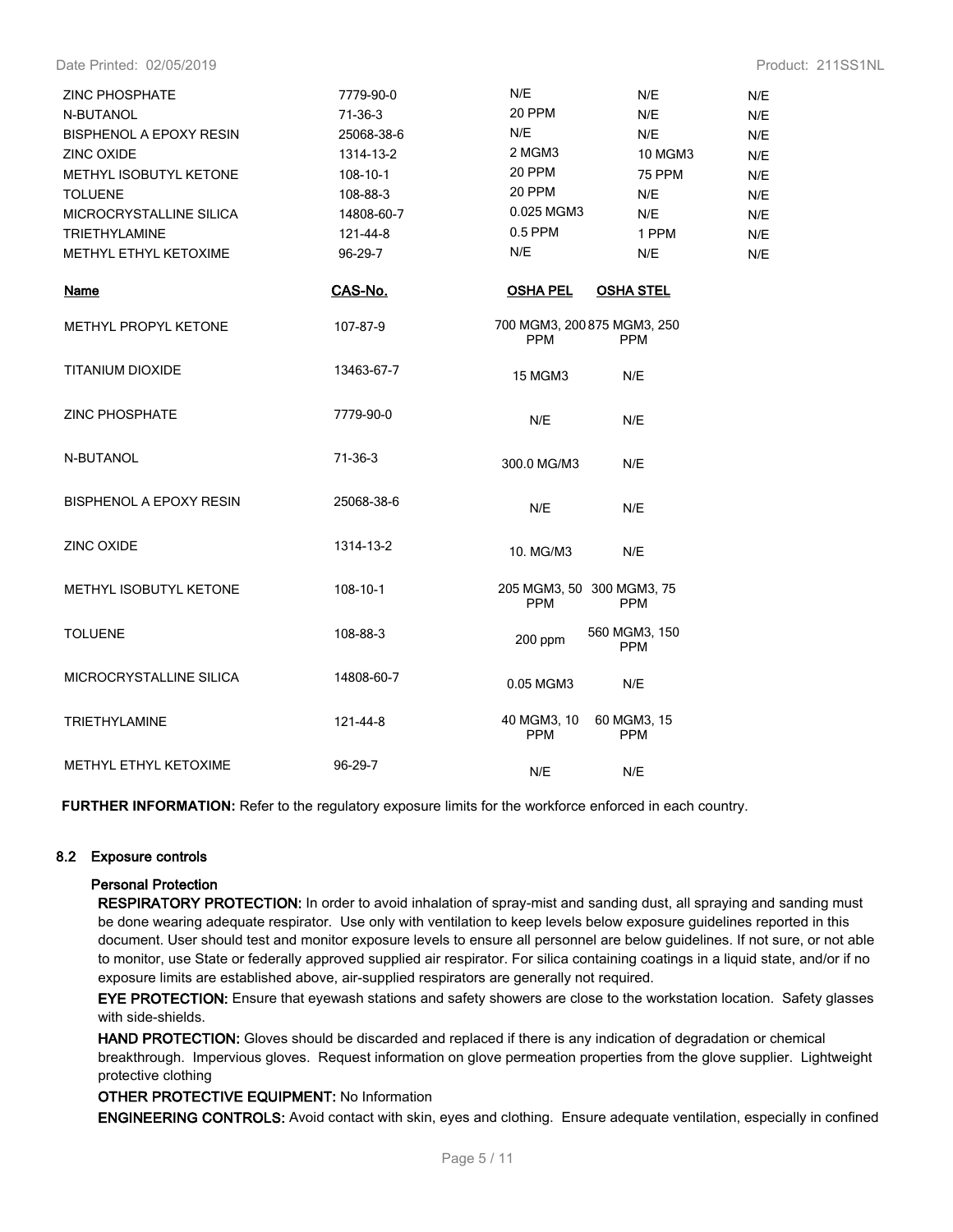| | | | | |
|---|---|---|---|---|
| ZINC PHOSPHATE | 7779-90-0 | N/E | N/E | N/E |
| N-BUTANOL | 71-36-3 | 20 PPM | N/E | N/E |
| BISPHENOL A EPOXY RESIN | 25068-38-6 | N/E | N/E | N/E |
| ZINC OXIDE | 1314-13-2 | 2 MGM3 | 10 MGM3 | N/E |
| METHYL ISOBUTYL KETONE | 108-10-1 | 20 PPM | 75 PPM | N/E |
| TOLUENE | 108-88-3 | 20 PPM | N/E | N/E |
| MICROCRYSTALLINE SILICA | 14808-60-7 | 0.025 MGM3 | N/E | N/E |
| TRIETHYLAMINE | 121-44-8 | 0.5 PPM | 1 PPM | N/E |
| METHYL ETHYL KETOXIME | 96-29-7 | N/E | N/E | N/E |

| Name | CAS-No. | OSHA PEL | OSHA STEL |
|---|---|---|---|
| METHYL PROPYL KETONE | 107-87-9 | 700 MGM3, 200 PPM | 875 MGM3, 250 PPM |
| TITANIUM DIOXIDE | 13463-67-7 | 15 MGM3 | N/E |
| ZINC PHOSPHATE | 7779-90-0 | N/E | N/E |
| N-BUTANOL | 71-36-3 | 300.0 MG/M3 | N/E |
| BISPHENOL A EPOXY RESIN | 25068-38-6 | N/E | N/E |
| ZINC OXIDE | 1314-13-2 | 10. MG/M3 | N/E |
| METHYL ISOBUTYL KETONE | 108-10-1 | 205 MGM3, 50 PPM | 300 MGM3, 75 PPM |
| TOLUENE | 108-88-3 | 200 ppm | 560 MGM3, 150 PPM |
| MICROCRYSTALLINE SILICA | 14808-60-7 | 0.05 MGM3 | N/E |
| TRIETHYLAMINE | 121-44-8 | 40 MGM3, 10 PPM | 60 MGM3, 15 PPM |
| METHYL ETHYL KETOXIME | 96-29-7 | N/E | N/E |

**FURTHER INFORMATION:** Refer to the regulatory exposure limits for the workforce enforced in each country.

### 8.2 Exposure controls

**Personal Protection**

**RESPIRATORY PROTECTION:** In order to avoid inhalation of spray-mist and sanding dust, all spraying and sanding must be done wearing adequate respirator. Use only with ventilation to keep levels below exposure guidelines reported in this document. User should test and monitor exposure levels to ensure all personnel are below guidelines. If not sure, or not able to monitor, use State or federally approved supplied air respirator. For silica containing coatings in a liquid state, and/or if no exposure limits are established above, air-supplied respirators are generally not required.

**EYE PROTECTION:** Ensure that eyewash stations and safety showers are close to the workstation location. Safety glasses with side-shields.

**HAND PROTECTION:** Gloves should be discarded and replaced if there is any indication of degradation or chemical breakthrough. Impervious gloves. Request information on glove permeation properties from the glove supplier. Lightweight protective clothing

**OTHER PROTECTIVE EQUIPMENT:** No Information

**ENGINEERING CONTROLS:** Avoid contact with skin, eyes and clothing. Ensure adequate ventilation, especially in confined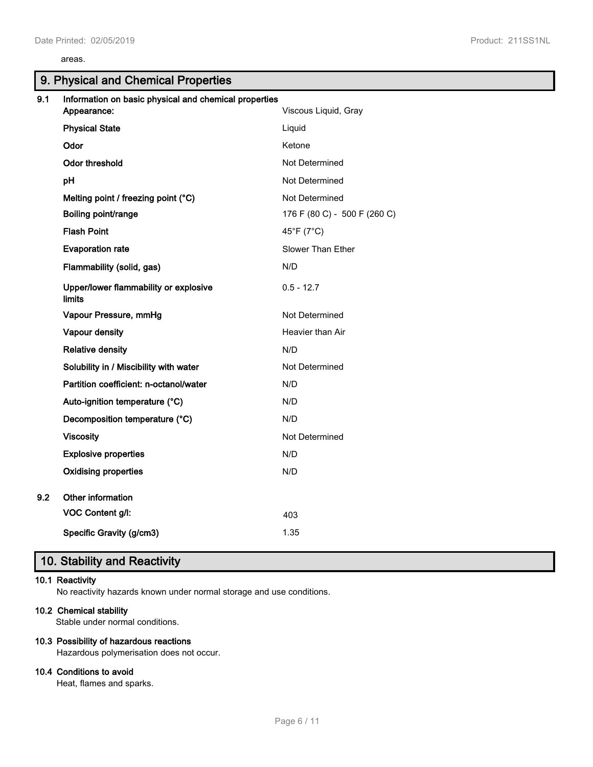areas.

## 9. Physical and Chemical Properties

### 9.1 Information on basic physical and chemical properties

| Property | Value |
|---|---|
| **Appearance:** | Viscous Liquid, Gray |
| **Physical State** | Liquid |
| **Odor** | Ketone |
| **Odor threshold** | Not Determined |
| **pH** | Not Determined |
| **Melting point / freezing point (°C)** | Not Determined |
| **Boiling point/range** | 176 F (80 C) - 500 F (260 C) |
| **Flash Point** | 45°F (7°C) |
| **Evaporation rate** | Slower Than Ether |
| **Flammability (solid, gas)** | N/D |
| **Upper/lower flammability or explosive limits** | 0.5 - 12.7 |
| **Vapour Pressure, mmHg** | Not Determined |
| **Vapour density** | Heavier than Air |
| **Relative density** | N/D |
| **Solubility in / Miscibility with water** | Not Determined |
| **Partition coefficient: n-octanol/water** | N/D |
| **Auto-ignition temperature (°C)** | N/D |
| **Decomposition temperature (°C)** | N/D |
| **Viscosity** | Not Determined |
| **Explosive properties** | N/D |
| **Oxidising properties** | N/D |

### 9.2 Other information

| Property | Value |
|---|---|
| **VOC Content g/l:** | 403 |
| **Specific Gravity (g/cm3)** | 1.35 |

## 10. Stability and Reactivity

**10.1 Reactivity**

No reactivity hazards known under normal storage and use conditions.

**10.2 Chemical stability**

Stable under normal conditions.

**10.3 Possibility of hazardous reactions**

Hazardous polymerisation does not occur.

**10.4 Conditions to avoid**

Heat, flames and sparks.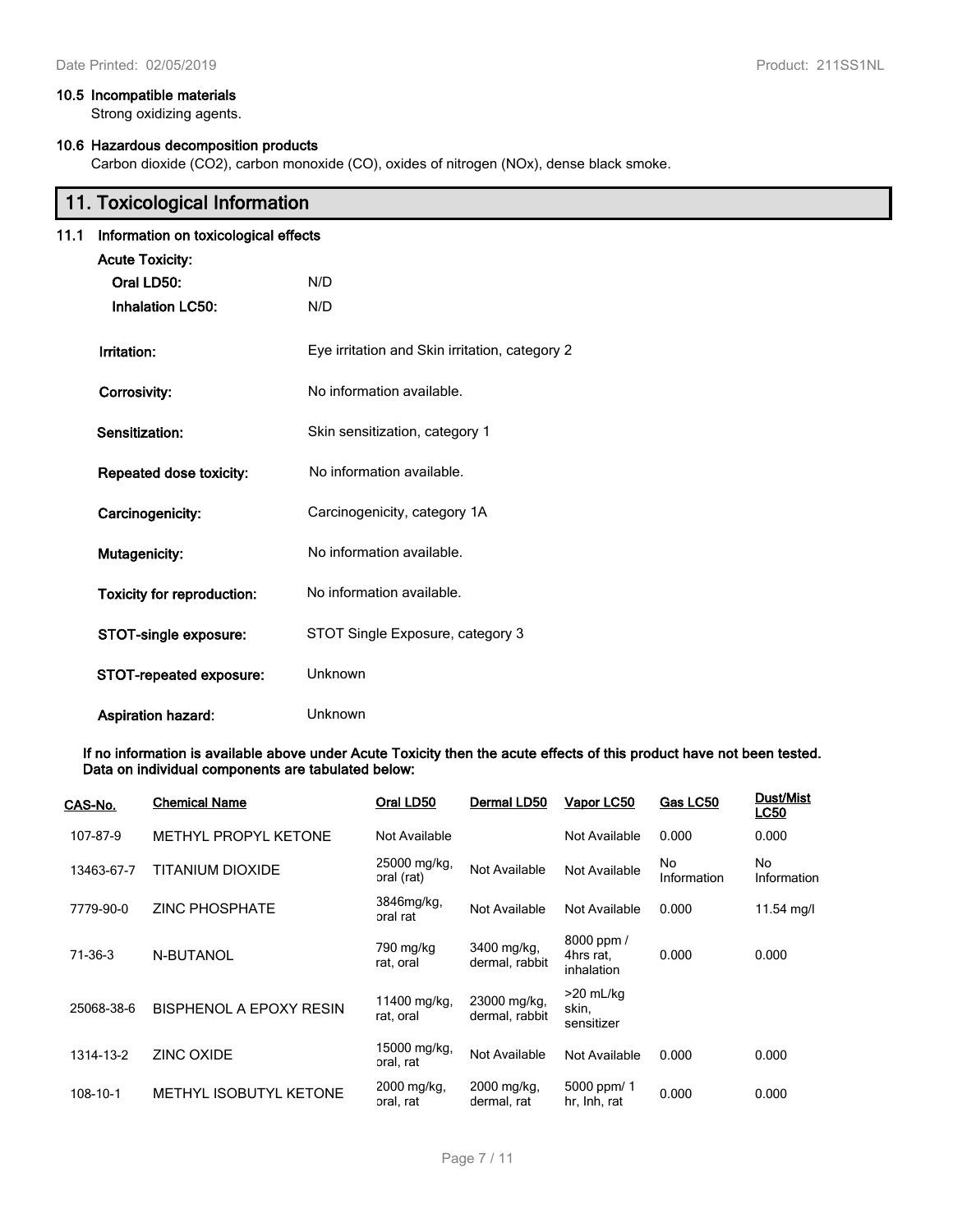#### 10.5 Incompatible materials

Strong oxidizing agents.

#### 10.6 Hazardous decomposition products

Carbon dioxide ($CO_2$), carbon monoxide (CO), oxides of nitrogen (NOx), dense black smoke.

## 11. Toxicological Information

### 11.1 Information on toxicological effects

**Acute Toxicity:**

| | |
|---|---|
| **Oral LD50:** | N/D |
| **Inhalation LC50:** | N/D |
| **Irritation:** | Eye irritation and Skin irritation, category 2 |
| **Corrosivity:** | No information available. |
| **Sensitization:** | Skin sensitization, category 1 |
| **Repeated dose toxicity:** | No information available. |
| **Carcinogenicity:** | Carcinogenicity, category 1A |
| **Mutagenicity:** | No information available. |
| **Toxicity for reproduction:** | No information available. |
| **STOT-single exposure:** | STOT Single Exposure, category 3 |
| **STOT-repeated exposure:** | Unknown |
| **Aspiration hazard:** | Unknown |

**If no information is available above under Acute Toxicity then the acute effects of this product have not been tested. Data on individual components are tabulated below:**

| CAS-No. | Chemical Name | Oral LD50 | Dermal LD50 | Vapor LC50 | Gas LC50 | Dust/Mist LC50 |
|---|---|---|---|---|---|---|
| 107-87-9 | METHYL PROPYL KETONE | Not Available | | Not Available | 0.000 | 0.000 |
| 13463-67-7 | TITANIUM DIOXIDE | 25000 mg/kg, oral (rat) | Not Available | Not Available | No Information | No Information |
| 7779-90-0 | ZINC PHOSPHATE | 3846mg/kg, oral rat | Not Available | Not Available | 0.000 | 11.54 mg/l |
| 71-36-3 | N-BUTANOL | 790 mg/kg rat, oral | 3400 mg/kg, dermal, rabbit | 8000 ppm / 4hrs rat, inhalation | 0.000 | 0.000 |
| 25068-38-6 | BISPHENOL A EPOXY RESIN | 11400 mg/kg, rat, oral | 23000 mg/kg, dermal, rabbit | >20 mL/kg skin, sensitizer | | |
| 1314-13-2 | ZINC OXIDE | 15000 mg/kg, oral, rat | Not Available | Not Available | 0.000 | 0.000 |
| 108-10-1 | METHYL ISOBUTYL KETONE | 2000 mg/kg, oral, rat | 2000 mg/kg, dermal, rat | 5000 ppm/ 1 hr, Inh, rat | 0.000 | 0.000 |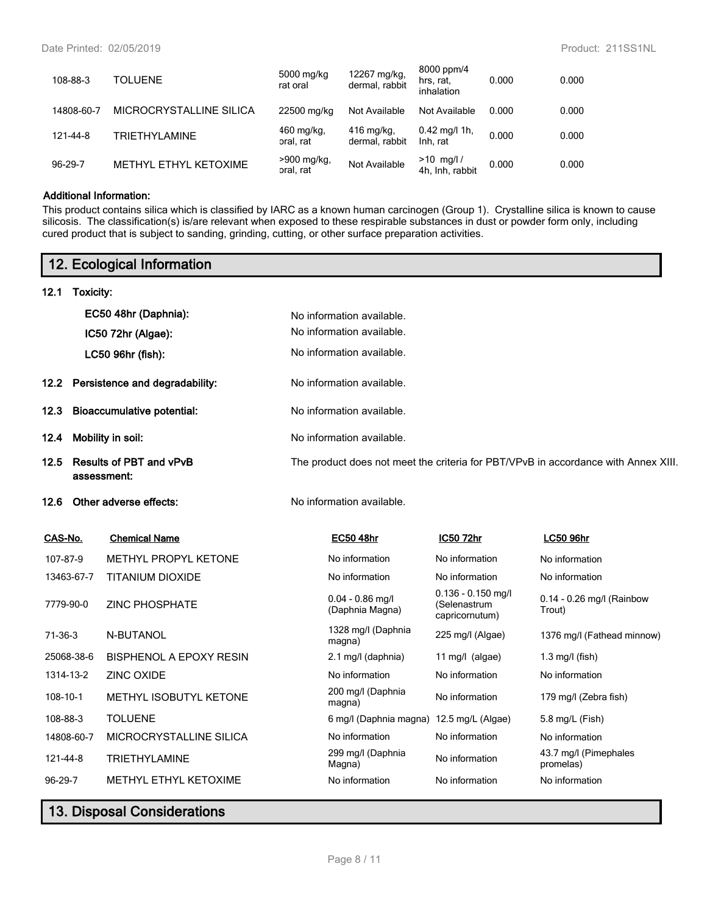| 108-88-3 | TOLUENE | 5000 mg/kg rat oral | 12267 mg/kg, dermal, rabbit | 8000 ppm/4 hrs, rat, inhalation | 0.000 | 0.000 |
|---|---|---|---|---|---|---|
| 14808-60-7 | MICROCRYSTALLINE SILICA | 22500 mg/kg | Not Available | Not Available | 0.000 | 0.000 |
| 121-44-8 | TRIETHYLAMINE | 460 mg/kg, oral, rat | 416 mg/kg, dermal, rabbit | 0.42 mg/l 1h, Inh, rat | 0.000 | 0.000 |
| 96-29-7 | METHYL ETHYL KETOXIME | >900 mg/kg, oral, rat | Not Available | >10 mg/l / 4h, Inh, rabbit | 0.000 | 0.000 |

**Additional Information:**

This product contains silica which is classified by IARC as a known human carcinogen (Group 1). Crystalline silica is known to cause silicosis. The classification(s) is/are relevant when exposed to these respirable substances in dust or powder form only, including cured product that is subject to sanding, grinding, cutting, or other surface preparation activities.

## 12. Ecological Information

**12.1 Toxicity:**

**EC50 48hr (Daphnia):** No information available.

**IC50 72hr (Algae):** No information available.

**LC50 96hr (fish):** No information available.

**12.2 Persistence and degradability:** No information available.

**12.3 Bioaccumulative potential:** No information available.

**12.4 Mobility in soil:** No information available.

**12.5 Results of PBT and vPvB assessment:** The product does not meet the criteria for PBT/VPvB in accordance with Annex XIII.

**12.6 Other adverse effects:** No information available.

| CAS-No. | Chemical Name | EC50 48hr | IC50 72hr | LC50 96hr |
|---|---|---|---|---|
| 107-87-9 | METHYL PROPYL KETONE | No information | No information | No information |
| 13463-67-7 | TITANIUM DIOXIDE | No information | No information | No information |
| 7779-90-0 | ZINC PHOSPHATE | 0.04 - 0.86 mg/l (Daphnia Magna) | 0.136 - 0.150 mg/l (Selenastrum capricornutum) | 0.14 - 0.26 mg/l (Rainbow Trout) |
| 71-36-3 | N-BUTANOL | 1328 mg/l (Daphnia magna) | 225 mg/l (Algae) | 1376 mg/l (Fathead minnow) |
| 25068-38-6 | BISPHENOL A EPOXY RESIN | 2.1 mg/l (daphnia) | 11 mg/l (algae) | 1.3 mg/l (fish) |
| 1314-13-2 | ZINC OXIDE | No information | No information | No information |
| 108-10-1 | METHYL ISOBUTYL KETONE | 200 mg/l (Daphnia magna) | No information | 179 mg/l (Zebra fish) |
| 108-88-3 | TOLUENE | 6 mg/l (Daphnia magna) | 12.5 mg/L (Algae) | 5.8 mg/L (Fish) |
| 14808-60-7 | MICROCRYSTALLINE SILICA | No information | No information | No information |
| 121-44-8 | TRIETHYLAMINE | 299 mg/l (Daphnia Magna) | No information | 43.7 mg/l (Pimephales promelas) |
| 96-29-7 | METHYL ETHYL KETOXIME | No information | No information | No information |

## 13. Disposal Considerations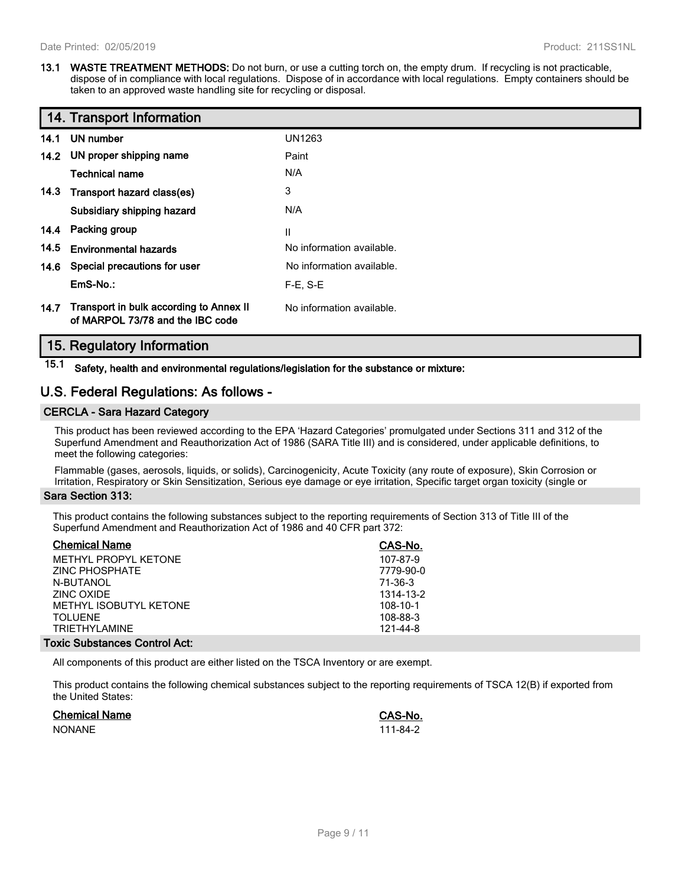**13.1 WASTE TREATMENT METHODS:** Do not burn, or use a cutting torch on, the empty drum. If recycling is not practicable, dispose of in compliance with local regulations. Dispose of in accordance with local regulations. Empty containers should be taken to an approved waste handling site for recycling or disposal.

## 14. Transport Information

| | | |
|---|---|---|
| **14.1** | **UN number** | UN1263 |
| **14.2** | **UN proper shipping name** | Paint |
| | **Technical name** | N/A |
| **14.3** | **Transport hazard class(es)** | 3 |
| | **Subsidiary shipping hazard** | N/A |
| **14.4** | **Packing group** | II |
| **14.5** | **Environmental hazards** | No information available. |
| **14.6** | **Special precautions for user** | No information available. |
| | **EmS-No.:** | F-E, S-E |
| **14.7** | **Transport in bulk according to Annex II of MARPOL 73/78 and the IBC code** | No information available. |

## 15. Regulatory Information

**15.1 Safety, health and environmental regulations/legislation for the substance or mixture:**

## U.S. Federal Regulations: As follows -

### CERCLA - Sara Hazard Category

This product has been reviewed according to the EPA 'Hazard Categories' promulgated under Sections 311 and 312 of the Superfund Amendment and Reauthorization Act of 1986 (SARA Title III) and is considered, under applicable definitions, to meet the following categories:

Flammable (gases, aerosols, liquids, or solids), Carcinogenicity, Acute Toxicity (any route of exposure), Skin Corrosion or Irritation, Respiratory or Skin Sensitization, Serious eye damage or eye irritation, Specific target organ toxicity (single or

### Sara Section 313:

This product contains the following substances subject to the reporting requirements of Section 313 of Title III of the Superfund Amendment and Reauthorization Act of 1986 and 40 CFR part 372:

| Chemical Name | CAS-No. |
|---|---|
| METHYL PROPYL KETONE | 107-87-9 |
| ZINC PHOSPHATE | 7779-90-0 |
| N-BUTANOL | 71-36-3 |
| ZINC OXIDE | 1314-13-2 |
| METHYL ISOBUTYL KETONE | 108-10-1 |
| TOLUENE | 108-88-3 |
| TRIETHYLAMINE | 121-44-8 |

### Toxic Substances Control Act:

All components of this product are either listed on the TSCA Inventory or are exempt.

This product contains the following chemical substances subject to the reporting requirements of TSCA 12(B) if exported from the United States:

| Chemical Name | CAS-No. |
|---|---|
| NONANE | 111-84-2 |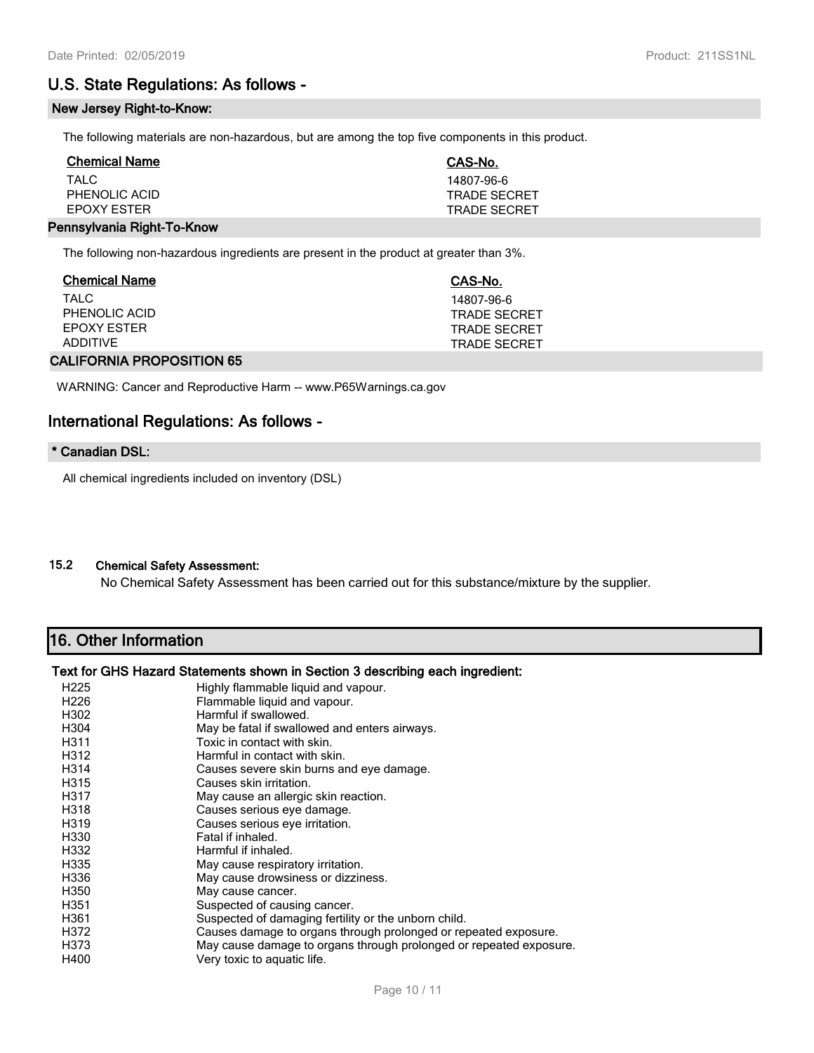## U.S. State Regulations: As follows -

### New Jersey Right-to-Know:

The following materials are non-hazardous, but are among the top five components in this product.

| Chemical Name | CAS-No. |
|---|---|
| TALC | 14807-96-6 |
| PHENOLIC ACID | TRADE SECRET |
| EPOXY ESTER | TRADE SECRET |

### Pennsylvania Right-To-Know

The following non-hazardous ingredients are present in the product at greater than 3%.

| Chemical Name | CAS-No. |
|---|---|
| TALC | 14807-96-6 |
| PHENOLIC ACID | TRADE SECRET |
| EPOXY ESTER | TRADE SECRET |
| ADDITIVE | TRADE SECRET |

### CALIFORNIA PROPOSITION 65

WARNING: Cancer and Reproductive Harm -- www.P65Warnings.ca.gov

## International Regulations: As follows -

### * Canadian DSL:

All chemical ingredients included on inventory (DSL)

### 15.2 Chemical Safety Assessment:

No Chemical Safety Assessment has been carried out for this substance/mixture by the supplier.

## 16. Other Information

### Text for GHS Hazard Statements shown in Section 3 describing each ingredient:

| | |
|---|---|
| H225 | Highly flammable liquid and vapour. |
| H226 | Flammable liquid and vapour. |
| H302 | Harmful if swallowed. |
| H304 | May be fatal if swallowed and enters airways. |
| H311 | Toxic in contact with skin. |
| H312 | Harmful in contact with skin. |
| H314 | Causes severe skin burns and eye damage. |
| H315 | Causes skin irritation. |
| H317 | May cause an allergic skin reaction. |
| H318 | Causes serious eye damage. |
| H319 | Causes serious eye irritation. |
| H330 | Fatal if inhaled. |
| H332 | Harmful if inhaled. |
| H335 | May cause respiratory irritation. |
| H336 | May cause drowsiness or dizziness. |
| H350 | May cause cancer. |
| H351 | Suspected of causing cancer. |
| H361 | Suspected of damaging fertility or the unborn child. |
| H372 | Causes damage to organs through prolonged or repeated exposure. |
| H373 | May cause damage to organs through prolonged or repeated exposure. |
| H400 | Very toxic to aquatic life. |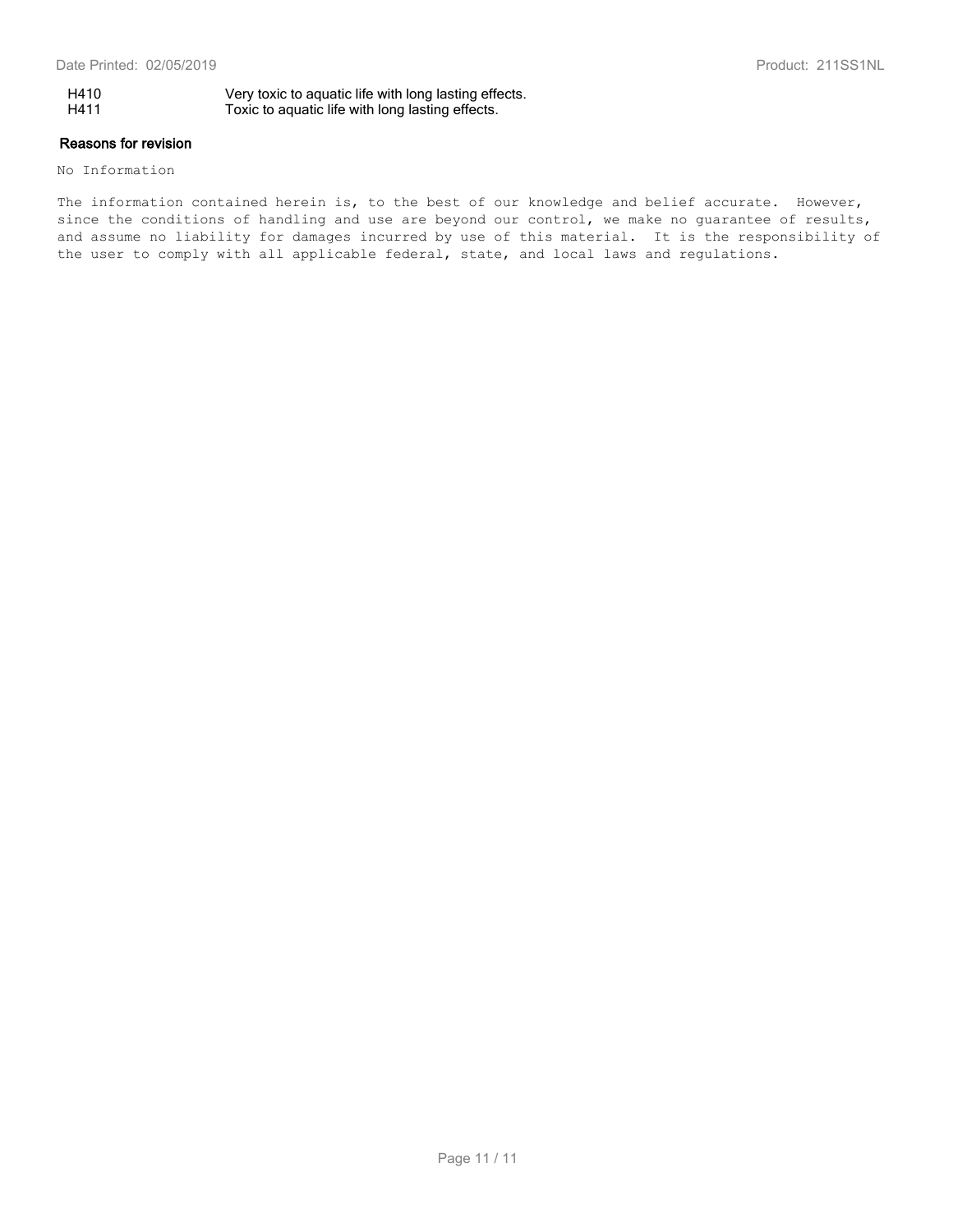| | |
|---|---|
| H410 | Very toxic to aquatic life with long lasting effects. |
| H411 | Toxic to aquatic life with long lasting effects. |

### Reasons for revision

No Information

The information contained herein is, to the best of our knowledge and belief accurate. However, since the conditions of handling and use are beyond our control, we make no guarantee of results, and assume no liability for damages incurred by use of this material. It is the responsibility of the user to comply with all applicable federal, state, and local laws and regulations.